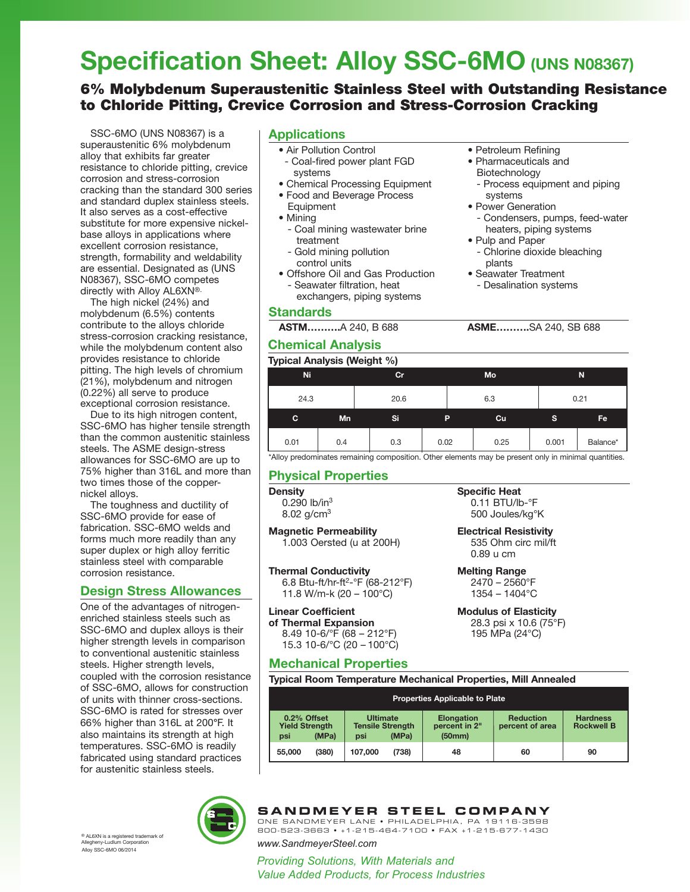# Specification Sheet: Alloy SSC-6MO (UNS N08367)

## 6% Molybdenum Superaustenitic Stainless Steel with Outstanding Resistance to Chloride Pitting, Crevice Corrosion and Stress-Corrosion Cracking

SSC-6MO (UNS N08367) is a superaustenitic 6% molybdenum alloy that exhibits far greater resistance to chloride pitting, crevice corrosion and stress-corrosion cracking than the standard 300 series and standard duplex stainless steels. It also serves as a cost-effective substitute for more expensive nickel-base alloys in applications where excellent corrosion resistance, strength, formability and weldability are essential. Designated as (UNS N08367), SSC-6MO competes directly with Alloy AL6XN®.

The high nickel (24%) and molybdenum (6.5%) contents contribute to the alloys chloride stress-corrosion cracking resistance, while the molybdenum content also provides resistance to chloride pitting. The high levels of chromium (21%), molybdenum and nitrogen (0.22%) all serve to produce exceptional corrosion resistance.

Due to its high nitrogen content, SSC-6MO has higher tensile strength than the common austenitic stainless steels. The ASME design-stress allowances for SSC-6MO are up to 75% higher than 316L and more than two times those of the copper-nickel alloys.

The toughness and ductility of SSC-6MO provide for ease of fabrication. SSC-6MO welds and forms much more readily than any super duplex or high alloy ferritic stainless steel with comparable corrosion resistance.

## Design Stress Allowances

One of the advantages of nitrogen-enriched stainless steels such as SSC-6MO and duplex alloys is their higher strength levels in comparison to conventional austenitic stainless steels. Higher strength levels, coupled with the corrosion resistance of SSC-6MO, allows for construction of units with thinner cross-sections. SSC-6MO is rated for stresses over 66% higher than 316L at 200°F. It also maintains its strength at high temperatures. SSC-6MO is readily fabricated using standard practices for austenitic stainless steels.

## Applications

- Air Pollution Control
  - Coal-fired power plant FGD systems
- Chemical Processing Equipment
- Food and Beverage Process Equipment
- Mining
  - Coal mining wastewater brine treatment
  - Gold mining pollution control units
- Offshore Oil and Gas Production
  - Seawater filtration, heat exchangers, piping systems
- Petroleum Refining
- Pharmaceuticals and Biotechnology
  - Process equipment and piping systems
- Power Generation
  - Condensers, pumps, feed-water heaters, piping systems
- Pulp and Paper
  - Chlorine dioxide bleaching plants
- Seawater Treatment
  - Desalination systems

## Standards

**ASTM..........**A 240, B 688

**ASME..........**SA 240, SB 688

## Chemical Analysis

**Typical Analysis (Weight %)**

| Ni | Cr | Mo | N |
|---|---|---|---|
| 24.3 | 20.6 | 6.3 | 0.21 |

| C | Mn | Si | P | Cu | S | Fe |
|---|---|---|---|---|---|---|
| 0.01 | 0.4 | 0.3 | 0.02 | 0.25 | 0.001 | Balance* |

*Alloy predominates remaining composition. Other elements may be present only in minimal quantities.

## Physical Properties

**Density**
0.290 lb/in$^3$
8.02 g/cm$^3$

**Magnetic Permeability**
1.003 Oersted (u at 200H)

**Thermal Conductivity**
6.8 Btu-ft/hr-ft$^2$-°F (68-212°F)
11.8 W/m-k (20 – 100°C)

**Linear Coefficient of Thermal Expansion**
8.49 10-6/°F (68 – 212°F)
15.3 10-6/°C (20 – 100°C)

**Specific Heat**
0.11 BTU/lb-°F
500 Joules/kg°K

**Electrical Resistivity**
535 Ohm circ mil/ft
0.89 u cm

**Melting Range**
2470 – 2560°F
1354 – 1404°C

**Modulus of Elasticity**
28.3 psi x 10.6 (75°F)
195 MPa (24°C)

## Mechanical Properties

**Typical Room Temperature Mechanical Properties, Mill Annealed**

| Properties Applicable to Plate | | | | | | |
|---|---|---|---|---|---|---|
| 0.2% Offset Yield Strength | | Ultimate Tensile Strength | | Elongation percent in 2" (50mm) | Reduction percent of area | Hardness Rockwell B |
| psi | (MPa) | psi | (MPa) | | | |
| 55,000 | (380) | 107,000 | (738) | 48 | 60 | 90 |

® AL6XN is a registered trademark of Allegheny-Ludlum Corporation
Alloy SSC-6MO 06/2014

**SANDMEYER STEEL COMPANY**
ONE SANDMEYER LANE • PHILADELPHIA, PA 19116-3598
800-523-3663 • +1-215-464-7100 • FAX +1-215-677-1430
www.SandmeyerSteel.com

*Providing Solutions, With Materials and Value Added Products, for Process Industries*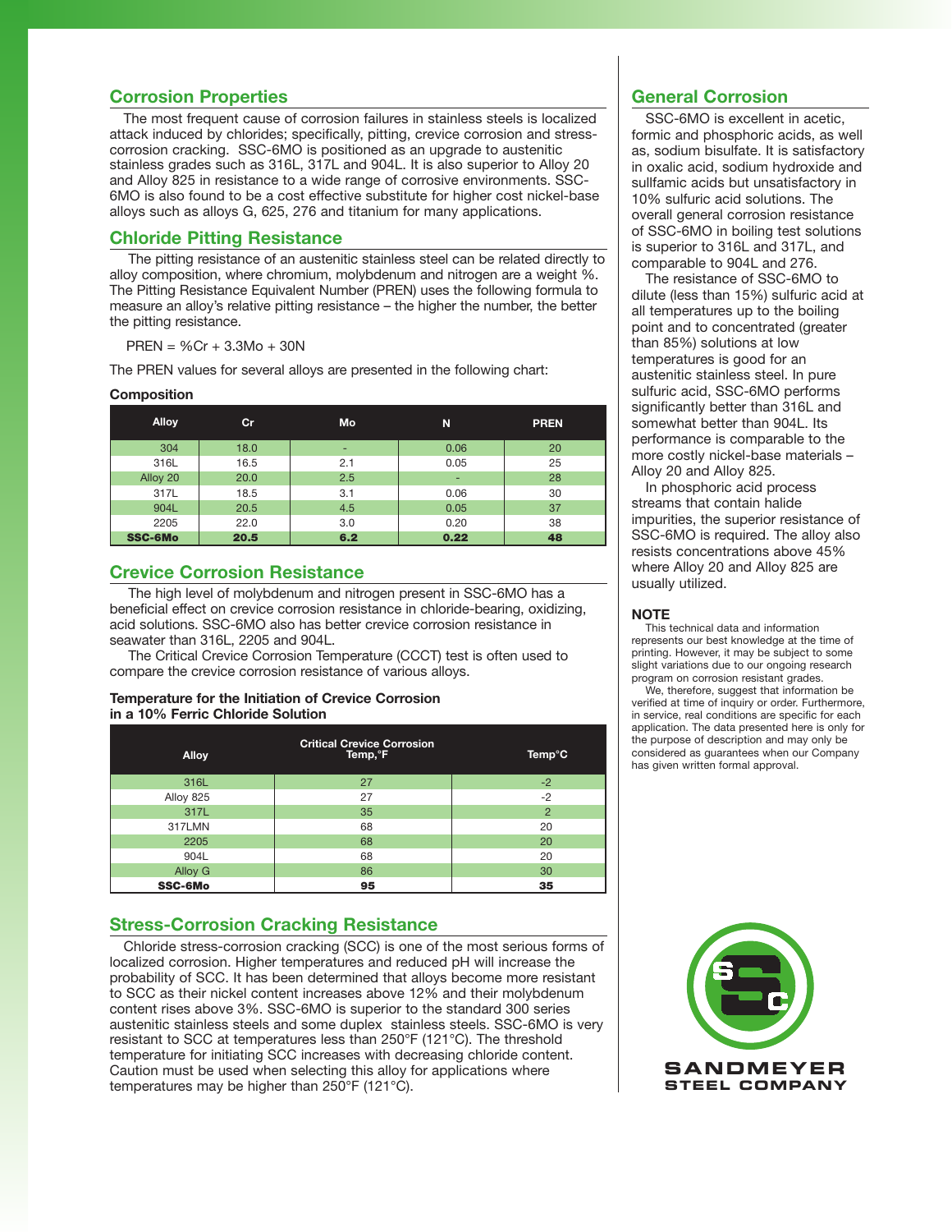## Corrosion Properties

The most frequent cause of corrosion failures in stainless steels is localized attack induced by chlorides; specifically, pitting, crevice corrosion and stress-corrosion cracking. SSC-6MO is positioned as an upgrade to austenitic stainless grades such as 316L, 317L and 904L. It is also superior to Alloy 20 and Alloy 825 in resistance to a wide range of corrosive environments. SSC-6MO is also found to be a cost effective substitute for higher cost nickel-base alloys such as alloys G, 625, 276 and titanium for many applications.

## Chloride Pitting Resistance

The pitting resistance of an austenitic stainless steel can be related directly to alloy composition, where chromium, molybdenum and nitrogen are a weight %. The Pitting Resistance Equivalent Number (PREN) uses the following formula to measure an alloy's relative pitting resistance – the higher the number, the better the pitting resistance.

PREN = %Cr + 3.3Mo + 30N

The PREN values for several alloys are presented in the following chart:

**Composition**

| Alloy | Cr | Mo | N | PREN |
|---|---|---|---|---|
| 304 | 18.0 | - | 0.06 | 20 |
| 316L | 16.5 | 2.1 | 0.05 | 25 |
| Alloy 20 | 20.0 | 2.5 | - | 28 |
| 317L | 18.5 | 3.1 | 0.06 | 30 |
| 904L | 20.5 | 4.5 | 0.05 | 37 |
| 2205 | 22.0 | 3.0 | 0.20 | 38 |
| **SSC-6Mo** | **20.5** | **6.2** | **0.22** | **48** |

## Crevice Corrosion Resistance

The high level of molybdenum and nitrogen present in SSC-6MO has a beneficial effect on crevice corrosion resistance in chloride-bearing, oxidizing, acid solutions. SSC-6MO also has better crevice corrosion resistance in seawater than 316L, 2205 and 904L.

The Critical Crevice Corrosion Temperature (CCCT) test is often used to compare the crevice corrosion resistance of various alloys.

**Temperature for the Initiation of Crevice Corrosion in a 10% Ferric Chloride Solution**

| Alloy | Critical Crevice Corrosion Temp,°F | Temp°C |
|---|---|---|
| 316L | 27 | -2 |
| Alloy 825 | 27 | -2 |
| 317L | 35 | 2 |
| 317LMN | 68 | 20 |
| 2205 | 68 | 20 |
| 904L | 68 | 20 |
| Alloy G | 86 | 30 |
| **SSC-6Mo** | **95** | **35** |

## Stress-Corrosion Cracking Resistance

Chloride stress-corrosion cracking (SCC) is one of the most serious forms of localized corrosion. Higher temperatures and reduced pH will increase the probability of SCC. It has been determined that alloys become more resistant to SCC as their nickel content increases above 12% and their molybdenum content rises above 3%. SSC-6MO is superior to the standard 300 series austenitic stainless steels and some duplex stainless steels. SSC-6MO is very resistant to SCC at temperatures less than 250°F (121°C). The threshold temperature for initiating SCC increases with decreasing chloride content. Caution must be used when selecting this alloy for applications where temperatures may be higher than 250°F (121°C).

## General Corrosion

SSC-6MO is excellent in acetic, formic and phosphoric acids, as well as, sodium bisulfate. It is satisfactory in oxalic acid, sodium hydroxide and sullfamic acids but unsatisfactory in 10% sulfuric acid solutions. The overall general corrosion resistance of SSC-6MO in boiling test solutions is superior to 316L and 317L, and comparable to 904L and 276.

The resistance of SSC-6MO to dilute (less than 15%) sulfuric acid at all temperatures up to the boiling point and to concentrated (greater than 85%) solutions at low temperatures is good for an austenitic stainless steel. In pure sulfuric acid, SSC-6MO performs significantly better than 316L and somewhat better than 904L. Its performance is comparable to the more costly nickel-base materials – Alloy 20 and Alloy 825.

In phosphoric acid process streams that contain halide impurities, the superior resistance of SSC-6MO is required. The alloy also resists concentrations above 45% where Alloy 20 and Alloy 825 are usually utilized.

### NOTE

This technical data and information represents our best knowledge at the time of printing. However, it may be subject to some slight variations due to our ongoing research program on corrosion resistant grades.

We, therefore, suggest that information be verified at time of inquiry or order. Furthermore, in service, real conditions are specific for each application. The data presented here is only for the purpose of description and may only be considered as guarantees when our Company has given written formal approval.

SANDMEYER STEEL COMPANY